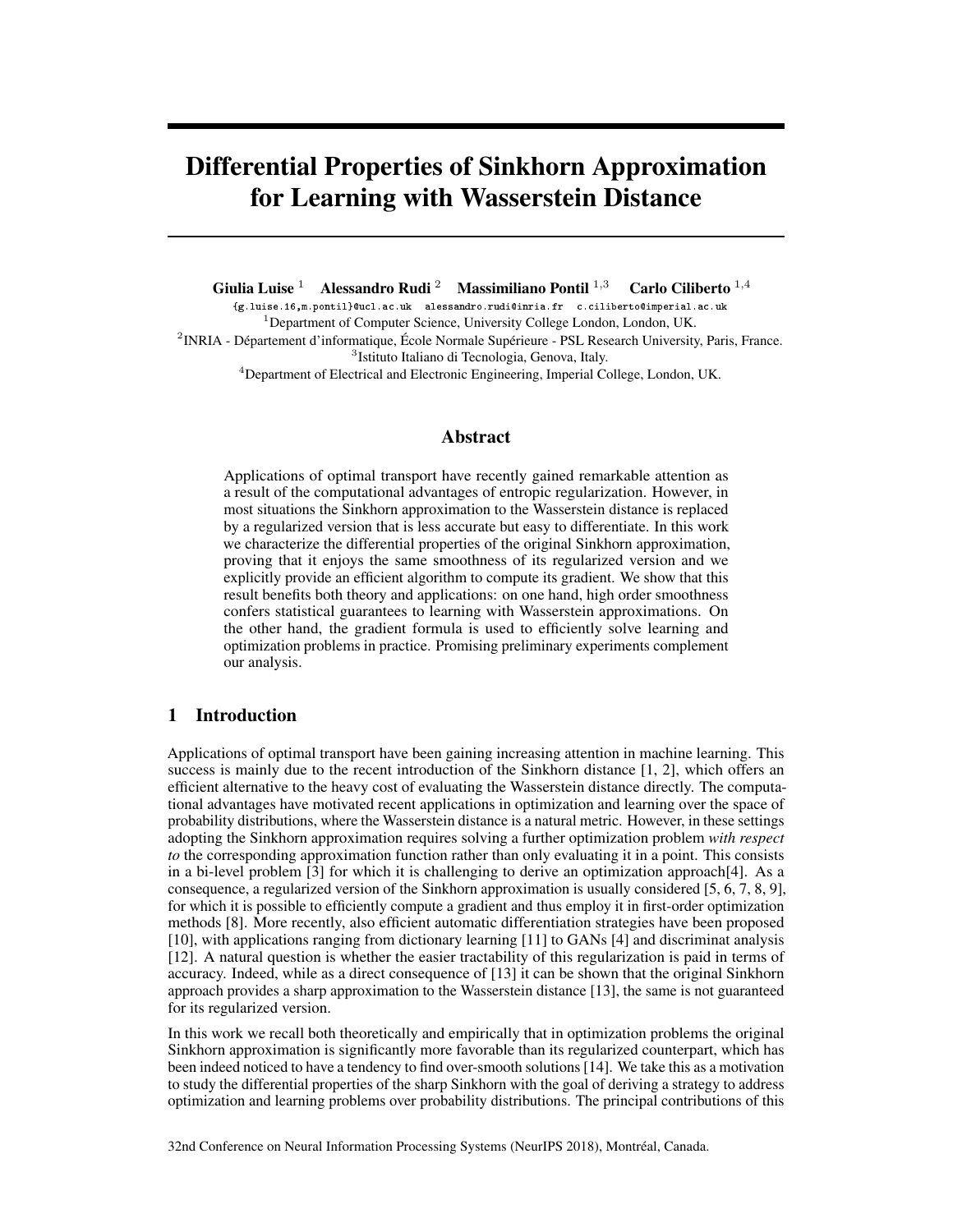# Differential Properties of Sinkhorn Approximation for Learning with Wasserstein Distance

**Giulia Luise** [1] **Alessandro Rudi** [2] **Massimiliano Pontil** [1,3] **Carlo Ciliberto** [1,4]

{g.luise.16,m.pontil}@ucl.ac.uk alessandro.rudi@inria.fr c.ciliberto@imperial.ac.uk

[1] Department of Computer Science, University College London, London, UK.

[2] INRIA - Département d'informatique, École Normale Supérieure - PSL Research University, Paris, France.

[3] Istituto Italiano di Tecnologia, Genova, Italy.

[4] Department of Electrical and Electronic Engineering, Imperial College, London, UK.

## Abstract

Applications of optimal transport have recently gained remarkable attention as a result of the computational advantages of entropic regularization. However, in most situations the Sinkhorn approximation to the Wasserstein distance is replaced by a regularized version that is less accurate but easy to differentiate. In this work we characterize the differential properties of the original Sinkhorn approximation, proving that it enjoys the same smoothness of its regularized version and we explicitly provide an efficient algorithm to compute its gradient. We show that this result benefits both theory and applications: on one hand, high order smoothness confers statistical guarantees to learning with Wasserstein approximations. On the other hand, the gradient formula is used to efficiently solve learning and optimization problems in practice. Promising preliminary experiments complement our analysis.

## 1 Introduction

Applications of optimal transport have been gaining increasing attention in machine learning. This success is mainly due to the recent introduction of the Sinkhorn distance [1, 2], which offers an efficient alternative to the heavy cost of evaluating the Wasserstein distance directly. The computational advantages have motivated recent applications in optimization and learning over the space of probability distributions, where the Wasserstein distance is a natural metric. However, in these settings adopting the Sinkhorn approximation requires solving a further optimization problem *with respect to* the corresponding approximation function rather than only evaluating it in a point. This consists in a bi-level problem [3] for which it is challenging to derive an optimization approach[4]. As a consequence, a regularized version of the Sinkhorn approximation is usually considered [5, 6, 7, 8, 9], for which it is possible to efficiently compute a gradient and thus employ it in first-order optimization methods [8]. More recently, also efficient automatic differentiation strategies have been proposed [10], with applications ranging from dictionary learning [11] to GANs [4] and discriminat analysis [12]. A natural question is whether the easier tractability of this regularization is paid in terms of accuracy. Indeed, while as a direct consequence of [13] it can be shown that the original Sinkhorn approach provides a sharp approximation to the Wasserstein distance [13], the same is not guaranteed for its regularized version.

In this work we recall both theoretically and empirically that in optimization problems the original Sinkhorn approximation is significantly more favorable than its regularized counterpart, which has been indeed noticed to have a tendency to find over-smooth solutions [14]. We take this as a motivation to study the differential properties of the sharp Sinkhorn with the goal of deriving a strategy to address optimization and learning problems over probability distributions. The principal contributions of this

32nd Conference on Neural Information Processing Systems (NeurIPS 2018), Montréal, Canada.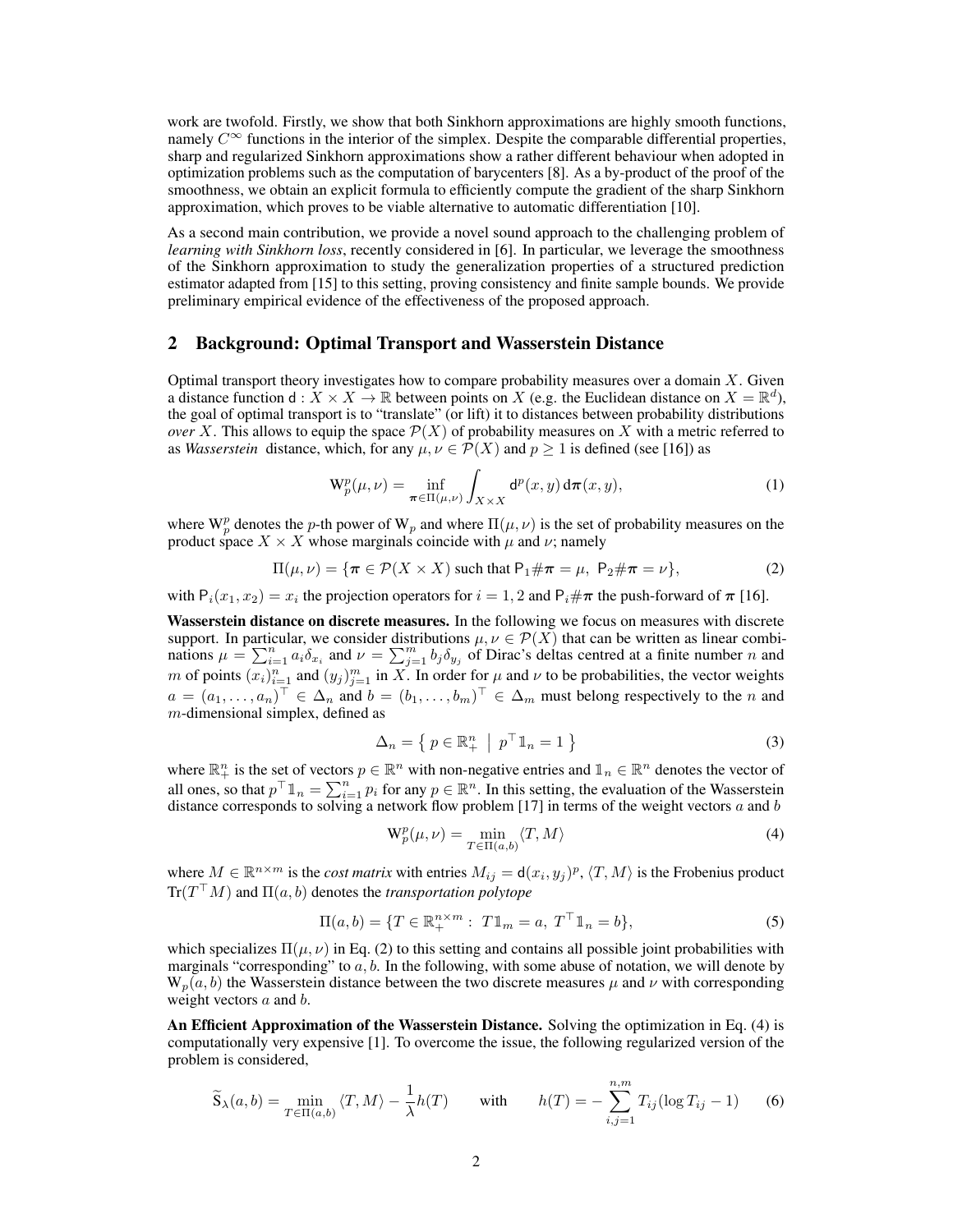work are twofold. Firstly, we show that both Sinkhorn approximations are highly smooth functions, namely $C^\infty$ functions in the interior of the simplex. Despite the comparable differential properties, sharp and regularized Sinkhorn approximations show a rather different behaviour when adopted in optimization problems such as the computation of barycenters [8]. As a by-product of the proof of the smoothness, we obtain an explicit formula to efficiently compute the gradient of the sharp Sinkhorn approximation, which proves to be viable alternative to automatic differentiation [10].

As a second main contribution, we provide a novel sound approach to the challenging problem of *learning with Sinkhorn loss*, recently considered in [6]. In particular, we leverage the smoothness of the Sinkhorn approximation to study the generalization properties of a structured prediction estimator adapted from [15] to this setting, proving consistency and finite sample bounds. We provide preliminary empirical evidence of the effectiveness of the proposed approach.

## 2 Background: Optimal Transport and Wasserstein Distance

Optimal transport theory investigates how to compare probability measures over a domain $X$. Given a distance function $\mathsf{d} : X \times X \to \mathbb{R}$ between points on $X$ (e.g. the Euclidean distance on $X = \mathbb{R}^d$), the goal of optimal transport is to "translate" (or lift) it to distances between probability distributions *over* $X$. This allows to equip the space $\mathcal{P}(X)$ of probability measures on $X$ with a metric referred to as *Wasserstein* distance, which, for any $\mu, \nu \in \mathcal{P}(X)$ and $p \geq 1$ is defined (see [16]) as

$$\mathrm{W}_p^p(\mu, \nu) = \inf_{\boldsymbol{\pi} \in \Pi(\mu,\nu)} \int_{X \times X} \mathsf{d}^p(x, y) \, \mathrm{d}\boldsymbol{\pi}(x, y), \tag{1}$$

where $\mathrm{W}_p^p$ denotes the $p$-th power of $\mathrm{W}_p$ and where $\Pi(\mu, \nu)$ is the set of probability measures on the product space $X \times X$ whose marginals coincide with $\mu$ and $\nu$; namely

$$\Pi(\mu, \nu) = \{\boldsymbol{\pi} \in \mathcal{P}(X \times X) \text{ such that } \mathsf{P}_1 \# \boldsymbol{\pi} = \mu, \ \mathsf{P}_2 \# \boldsymbol{\pi} = \nu\}, \tag{2}$$

with $\mathsf{P}_i(x_1, x_2) = x_i$ the projection operators for $i = 1, 2$ and $\mathsf{P}_i \# \boldsymbol{\pi}$ the push-forward of $\boldsymbol{\pi}$ [16].

**Wasserstein distance on discrete measures.** In the following we focus on measures with discrete support. In particular, we consider distributions $\mu, \nu \in \mathcal{P}(X)$ that can be written as linear combinations $\mu = \sum_{i=1}^n a_i \delta_{x_i}$ and $\nu = \sum_{j=1}^m b_j \delta_{y_j}$ of Dirac's deltas centred at a finite number $n$ and $m$ of points $(x_i)_{i=1}^n$ and $(y_j)_{j=1}^m$ in $X$. In order for $\mu$ and $\nu$ to be probabilities, the vector weights $a = (a_1, \dots, a_n)^\top \in \Delta_n$ and $b = (b_1, \dots, b_m)^\top \in \Delta_m$ must belong respectively to the $n$ and $m$-dimensional simplex, defined as

$$\Delta_n = \left\{ \, p \in \mathbb{R}_+^n \ \middle| \ p^\top \mathbb{1}_n = 1 \, \right\} \tag{3}$$

where $\mathbb{R}_+^n$ is the set of vectors $p \in \mathbb{R}^n$ with non-negative entries and $\mathbb{1}_n \in \mathbb{R}^n$ denotes the vector of all ones, so that $p^\top \mathbb{1}_n = \sum_{i=1}^n p_i$ for any $p \in \mathbb{R}^n$. In this setting, the evaluation of the Wasserstein distance corresponds to solving a network flow problem [17] in terms of the weight vectors $a$ and $b$

$$\mathrm{W}_p^p(\mu, \nu) = \min_{T \in \Pi(a,b)} \langle T, M \rangle \tag{4}$$

where $M \in \mathbb{R}^{n \times m}$ is the *cost matrix* with entries $M_{ij} = \mathsf{d}(x_i, y_j)^p$, $\langle T, M \rangle$ is the Frobenius product $\mathrm{Tr}(T^\top M)$ and $\Pi(a, b)$ denotes the *transportation polytope*

$$\Pi(a, b) = \{T \in \mathbb{R}_+^{n \times m} : \ T \mathbb{1}_m = a, \ T^\top \mathbb{1}_n = b\}, \tag{5}$$

which specializes $\Pi(\mu, \nu)$ in Eq. (2) to this setting and contains all possible joint probabilities with marginals "corresponding" to $a, b$. In the following, with some abuse of notation, we will denote by $\mathrm{W}_p(a, b)$ the Wasserstein distance between the two discrete measures $\mu$ and $\nu$ with corresponding weight vectors $a$ and $b$.

**An Efficient Approximation of the Wasserstein Distance.** Solving the optimization in Eq. (4) is computationally very expensive [1]. To overcome the issue, the following regularized version of the problem is considered,

$$\widetilde{\mathrm{S}}_\lambda(a, b) = \min_{T \in \Pi(a,b)} \langle T, M \rangle - \frac{1}{\lambda} h(T) \qquad \text{with} \qquad h(T) = -\sum_{i,j=1}^{n,m} T_{ij} (\log T_{ij} - 1) \tag{6}$$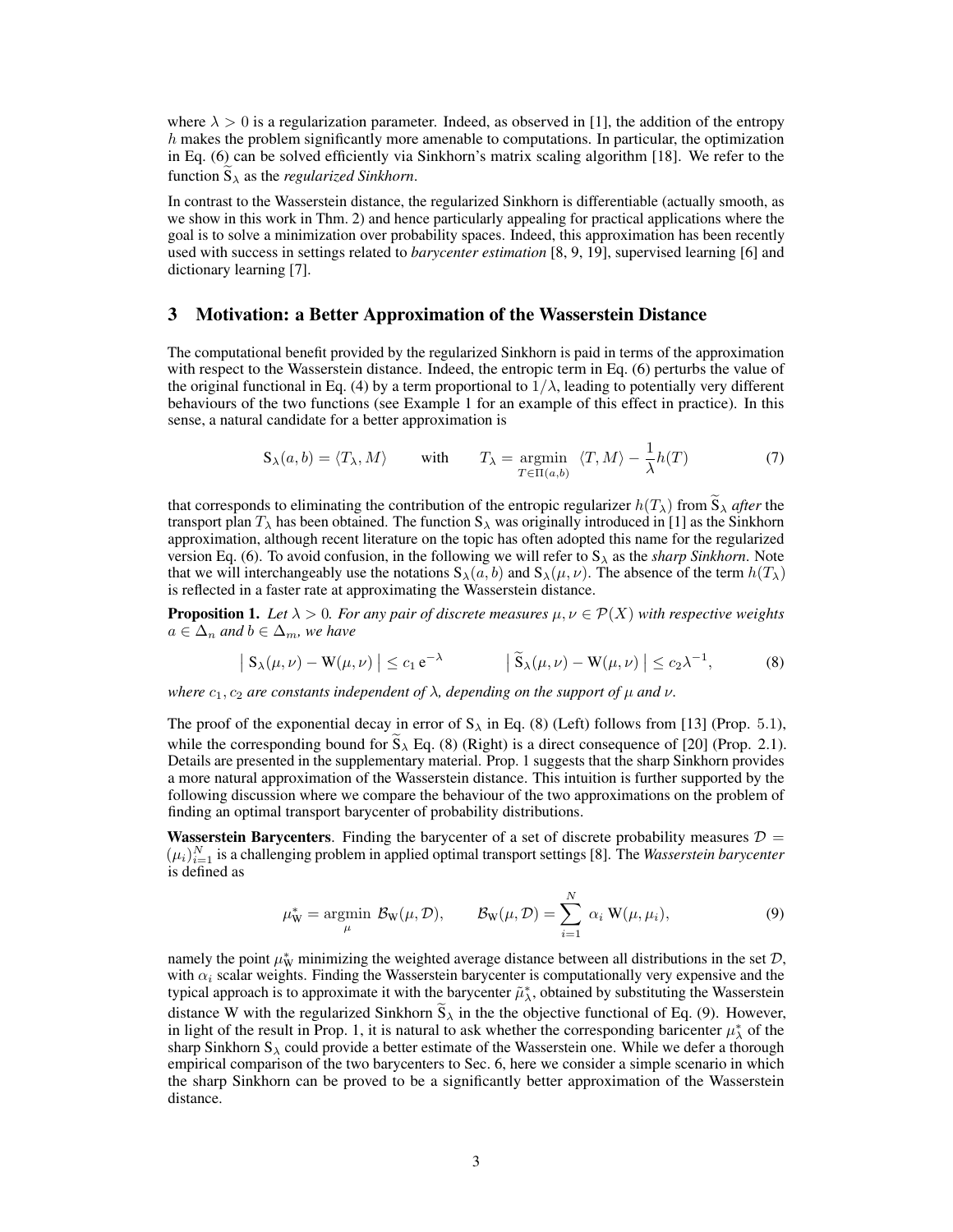where $\lambda > 0$ is a regularization parameter. Indeed, as observed in [1], the addition of the entropy $h$ makes the problem significantly more amenable to computations. In particular, the optimization in Eq. (6) can be solved efficiently via Sinkhorn's matrix scaling algorithm [18]. We refer to the function $\widetilde{\mathrm{S}}_\lambda$ as the *regularized Sinkhorn*.

In contrast to the Wasserstein distance, the regularized Sinkhorn is differentiable (actually smooth, as we show in this work in Thm. 2) and hence particularly appealing for practical applications where the goal is to solve a minimization over probability spaces. Indeed, this approximation has been recently used with success in settings related to *barycenter estimation* [8, 9, 19], supervised learning [6] and dictionary learning [7].

## 3 Motivation: a Better Approximation of the Wasserstein Distance

The computational benefit provided by the regularized Sinkhorn is paid in terms of the approximation with respect to the Wasserstein distance. Indeed, the entropic term in Eq. (6) perturbs the value of the original functional in Eq. (4) by a term proportional to $1/\lambda$, leading to potentially very different behaviours of the two functions (see Example 1 for an example of this effect in practice). In this sense, a natural candidate for a better approximation is

$$\mathrm{S}_\lambda(a,b) = \langle T_\lambda, M \rangle \qquad \text{with} \qquad T_\lambda = \underset{T \in \Pi(a,b)}{\operatorname{argmin}} \ \langle T, M \rangle - \frac{1}{\lambda} h(T) \tag{7}$$

that corresponds to eliminating the contribution of the entropic regularizer $h(T_\lambda)$ from $\widetilde{\mathrm{S}}_\lambda$ *after* the transport plan $T_\lambda$ has been obtained. The function $\mathrm{S}_\lambda$ was originally introduced in [1] as the Sinkhorn approximation, although recent literature on the topic has often adopted this name for the regularized version Eq. (6). To avoid confusion, in the following we will refer to $\mathrm{S}_\lambda$ as the *sharp Sinkhorn*. Note that we will interchangeably use the notations $\mathrm{S}_\lambda(a,b)$ and $\mathrm{S}_\lambda(\mu,\nu)$. The absence of the term $h(T_\lambda)$ is reflected in a faster rate at approximating the Wasserstein distance.

**Proposition 1.** *Let $\lambda > 0$. For any pair of discrete measures $\mu, \nu \in \mathcal{P}(X)$ with respective weights $a \in \Delta_n$ and $b \in \Delta_m$, we have*

$$\big|\, \mathrm{S}_\lambda(\mu,\nu) - \mathrm{W}(\mu,\nu) \,\big| \leq c_1 \, \mathrm{e}^{-\lambda} \qquad \qquad \big|\, \widetilde{\mathrm{S}}_\lambda(\mu,\nu) - \mathrm{W}(\mu,\nu) \,\big| \leq c_2 \lambda^{-1}, \tag{8}$$

*where $c_1, c_2$ are constants independent of $\lambda$, depending on the support of $\mu$ and $\nu$.*

The proof of the exponential decay in error of $\mathrm{S}_\lambda$ in Eq. (8) (Left) follows from [13] (Prop. 5.1), while the corresponding bound for $\widetilde{\mathrm{S}}_\lambda$ Eq. (8) (Right) is a direct consequence of [20] (Prop. 2.1). Details are presented in the supplementary material. Prop. 1 suggests that the sharp Sinkhorn provides a more natural approximation of the Wasserstein distance. This intuition is further supported by the following discussion where we compare the behaviour of the two approximations on the problem of finding an optimal transport barycenter of probability distributions.

**Wasserstein Barycenters**. Finding the barycenter of a set of discrete probability measures $\mathcal{D} = (\mu_i)_{i=1}^N$ is a challenging problem in applied optimal transport settings [8]. The *Wasserstein barycenter* is defined as

$$\mu^*_{\mathrm{W}} = \underset{\mu}{\operatorname{argmin}} \ \mathcal{B}_{\mathrm{W}}(\mu, \mathcal{D}), \qquad \mathcal{B}_{\mathrm{W}}(\mu, \mathcal{D}) = \sum_{i=1}^N \ \alpha_i \ \mathrm{W}(\mu, \mu_i), \tag{9}$$

namely the point $\mu^*_{\mathrm{W}}$ minimizing the weighted average distance between all distributions in the set $\mathcal{D}$, with $\alpha_i$ scalar weights. Finding the Wasserstein barycenter is computationally very expensive and the typical approach is to approximate it with the barycenter $\tilde{\mu}^*_\lambda$, obtained by substituting the Wasserstein distance W with the regularized Sinkhorn $\widetilde{\mathrm{S}}_\lambda$ in the objective functional of Eq. (9). However, in light of the result in Prop. 1, it is natural to ask whether the corresponding baricenter $\mu^*_\lambda$ of the sharp Sinkhorn $\mathrm{S}_\lambda$ could provide a better estimate of the Wasserstein one. While we defer a thorough empirical comparison of the two barycenters to Sec. 6, here we consider a simple scenario in which the sharp Sinkhorn can be proved to be a significantly better approximation of the Wasserstein distance.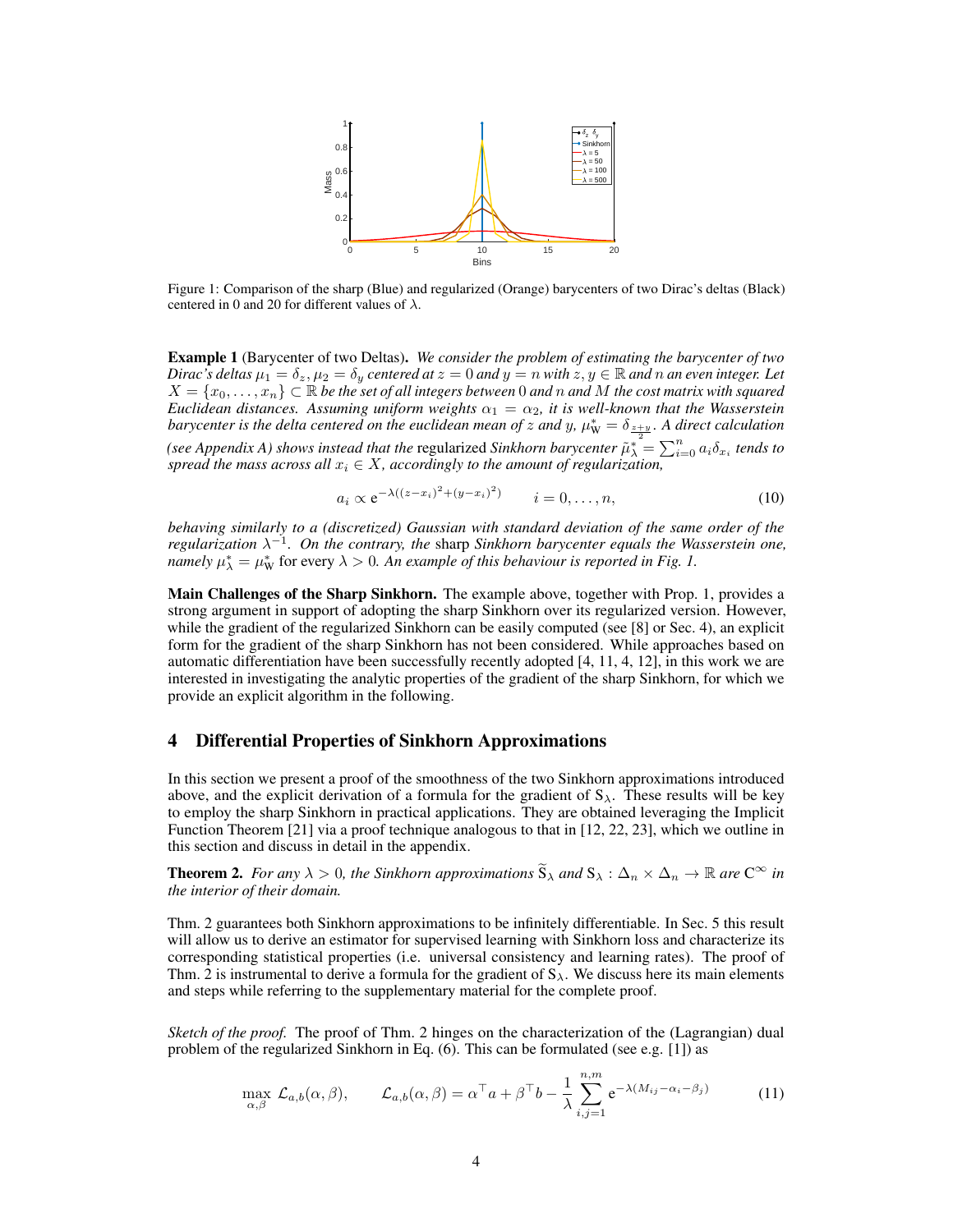Figure 1: Comparison of the sharp (Blue) and regularized (Orange) barycenters of two Dirac's deltas (Black) centered in 0 and 20 for different values of $\lambda$.

**Example 1** (Barycenter of two Deltas)**.** *We consider the problem of estimating the barycenter of two Dirac's deltas $\mu_1 = \delta_z, \mu_2 = \delta_y$ centered at $z = 0$ and $y = n$ with $z, y \in \mathbb{R}$ and $n$ an even integer. Let $X = \{x_0, \ldots, x_n\} \subset \mathbb{R}$ be the set of all integers between 0 and $n$ and $M$ the cost matrix with squared Euclidean distances. Assuming uniform weights $\alpha_1 = \alpha_2$, it is well-known that the Wasserstein barycenter is the delta centered on the euclidean mean of $z$ and $y$, $\mu_{\mathrm{W}}^* = \delta_{\frac{z+y}{2}}$. A direct calculation (see Appendix A) shows instead that the* regularized *Sinkhorn barycenter $\tilde{\mu}_\lambda^* = \sum_{i=0}^n a_i \delta_{x_i}$ tends to spread the mass across all $x_i \in X$, accordingly to the amount of regularization,*

$$a_i \propto \mathrm{e}^{-\lambda((z-x_i)^2+(y-x_i)^2)} \qquad i = 0, \ldots, n, \tag{10}$$

*behaving similarly to a (discretized) Gaussian with standard deviation of the same order of the regularization $\lambda^{-1}$. On the contrary, the* sharp *Sinkhorn barycenter equals the Wasserstein one, namely $\mu_\lambda^* = \mu_{\mathrm{W}}^*$* for every *$\lambda > 0$. An example of this behaviour is reported in Fig. 1.*

**Main Challenges of the Sharp Sinkhorn.** The example above, together with Prop. 1, provides a strong argument in support of adopting the sharp Sinkhorn over its regularized version. However, while the gradient of the regularized Sinkhorn can be easily computed (see [8] or Sec. 4), an explicit form for the gradient of the sharp Sinkhorn has not been considered. While approaches based on automatic differentiation have been successfully recently adopted [4, 11, 4, 12], in this work we are interested in investigating the analytic properties of the gradient of the sharp Sinkhorn, for which we provide an explicit algorithm in the following.

## 4 Differential Properties of Sinkhorn Approximations

In this section we present a proof of the smoothness of the two Sinkhorn approximations introduced above, and the explicit derivation of a formula for the gradient of $\mathrm{S}_\lambda$. These results will be key to employ the sharp Sinkhorn in practical applications. They are obtained leveraging the Implicit Function Theorem [21] via a proof technique analogous to that in [12, 22, 23], which we outline in this section and discuss in detail in the appendix.

**Theorem 2.** *For any $\lambda > 0$, the Sinkhorn approximations $\widetilde{\mathrm{S}}_\lambda$ and $\mathrm{S}_\lambda : \Delta_n \times \Delta_n \to \mathbb{R}$ are $\mathrm{C}^\infty$ in the interior of their domain.*

Thm. 2 guarantees both Sinkhorn approximations to be infinitely differentiable. In Sec. 5 this result will allow us to derive an estimator for supervised learning with Sinkhorn loss and characterize its corresponding statistical properties (i.e. universal consistency and learning rates). The proof of Thm. 2 is instrumental to derive a formula for the gradient of $\mathrm{S}_\lambda$. We discuss here its main elements and steps while referring to the supplementary material for the complete proof.

*Sketch of the proof.* The proof of Thm. 2 hinges on the characterization of the (Lagrangian) dual problem of the regularized Sinkhorn in Eq. (6). This can be formulated (see e.g. [1]) as

$$\max_{\alpha,\beta} \, \mathcal{L}_{a,b}(\alpha, \beta), \qquad \mathcal{L}_{a,b}(\alpha, \beta) = \alpha^\top a + \beta^\top b - \frac{1}{\lambda} \sum_{i,j=1}^{n,m} \mathrm{e}^{-\lambda(M_{ij} - \alpha_i - \beta_j)} \tag{11}$$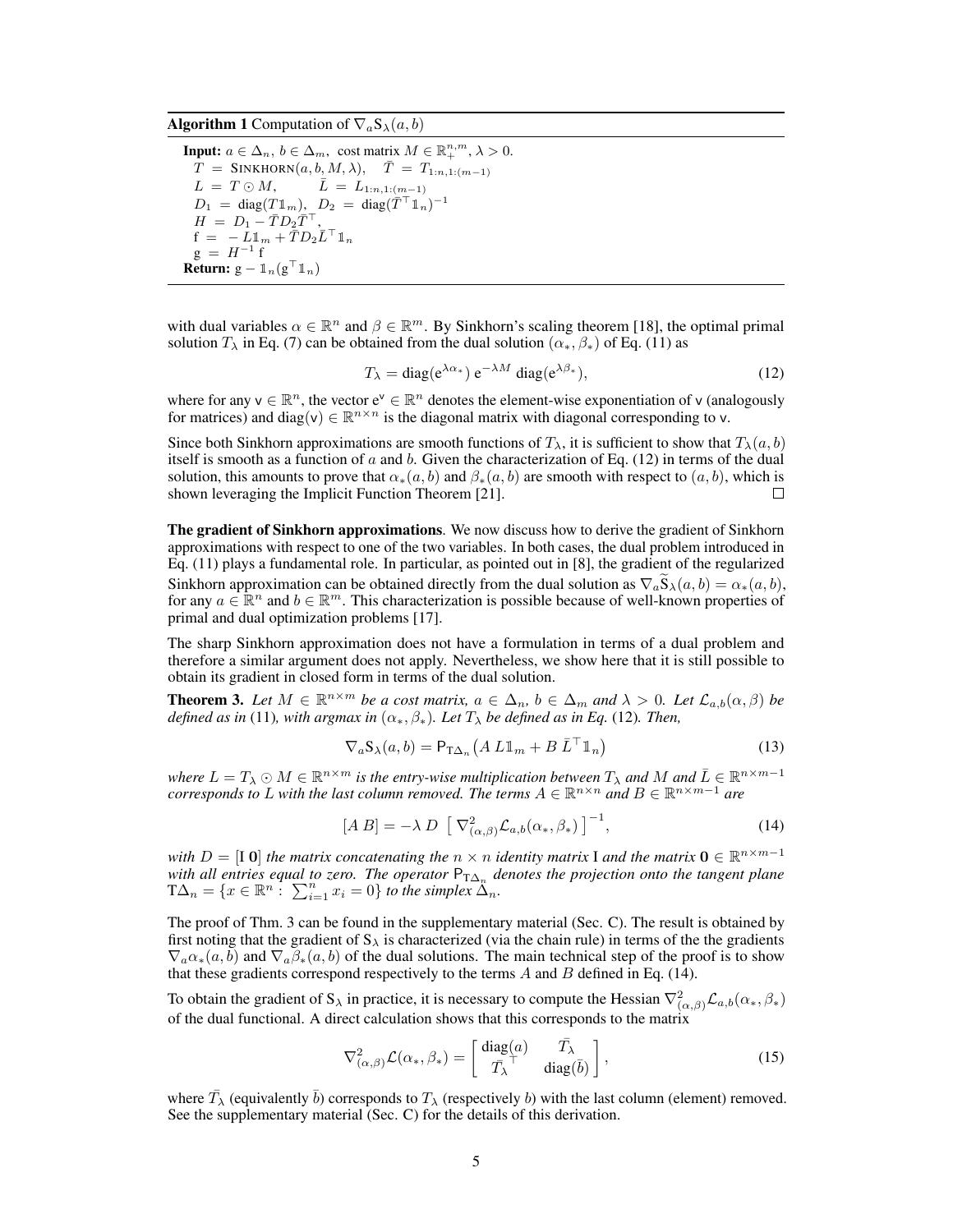**Algorithm 1** Computation of $\nabla_a \mathrm{S}_\lambda(a, b)$

---

**Input:** $a \in \Delta_n$, $b \in \Delta_m$, cost matrix $M \in \mathbb{R}_+^{n,m}$, $\lambda > 0$.

$T = \textsc{Sinkhorn}(a, b, M, \lambda)$, $\quad \bar{T} = T_{1:n,1:(m-1)}$

$L = T \odot M$, $\quad \bar{L} = L_{1:n,1:(m-1)}$

$D_1 = \operatorname{diag}(T \mathbb{1}_m)$, $D_2 = \operatorname{diag}(\bar{T}^\top \mathbb{1}_n)^{-1}$

$H = D_1 - \bar{T} D_2 \bar{T}^\top$,

$\mathrm{f} = -L \mathbb{1}_m + \bar{T} D_2 \bar{L}^\top \mathbb{1}_n$

$\mathrm{g} = H^{-1} \mathrm{f}$

**Return:** $\mathrm{g} - \mathbb{1}_n(\mathrm{g}^\top \mathbb{1}_n)$

---

with dual variables $\alpha \in \mathbb{R}^n$ and $\beta \in \mathbb{R}^m$. By Sinkhorn's scaling theorem [18], the optimal primal solution $T_\lambda$ in Eq. (7) can be obtained from the dual solution $(\alpha_*, \beta_*)$ of Eq. (11) as

$$T_\lambda = \operatorname{diag}(\mathrm{e}^{\lambda \alpha_*})\, \mathrm{e}^{-\lambda M} \operatorname{diag}(\mathrm{e}^{\lambda \beta_*}), \tag{12}$$

where for any $\mathsf{v} \in \mathbb{R}^n$, the vector $\mathrm{e}^{\mathsf{v}} \in \mathbb{R}^n$ denotes the element-wise exponentiation of $\mathsf{v}$ (analogously for matrices) and $\operatorname{diag}(\mathsf{v}) \in \mathbb{R}^{n \times n}$ is the diagonal matrix with diagonal corresponding to $\mathsf{v}$.

Since both Sinkhorn approximations are smooth functions of $T_\lambda$, it is sufficient to show that $T_\lambda(a, b)$ itself is smooth as a function of $a$ and $b$. Given the characterization of Eq. (12) in terms of the dual solution, this amounts to prove that $\alpha_*(a, b)$ and $\beta_*(a, b)$ are smooth with respect to $(a, b)$, which is shown leveraging the Implicit Function Theorem [21]. □

**The gradient of Sinkhorn approximations**. We now discuss how to derive the gradient of Sinkhorn approximations with respect to one of the two variables. In both cases, the dual problem introduced in Eq. (11) plays a fundamental role. In particular, as pointed out in [8], the gradient of the regularized Sinkhorn approximation can be obtained directly from the dual solution as $\nabla_a \widetilde{\mathrm{S}}_\lambda(a, b) = \alpha_*(a, b)$, for any $a \in \mathbb{R}^n$ and $b \in \mathbb{R}^m$. This characterization is possible because of well-known properties of primal and dual optimization problems [17].

The sharp Sinkhorn approximation does not have a formulation in terms of a dual problem and therefore a similar argument does not apply. Nevertheless, we show here that it is still possible to obtain its gradient in closed form in terms of the dual solution.

**Theorem 3.** *Let $M \in \mathbb{R}^{n \times m}$ be a cost matrix, $a \in \Delta_n$, $b \in \Delta_m$ and $\lambda > 0$. Let $\mathcal{L}_{a,b}(\alpha, \beta)$ be defined as in* (11)*, with argmax in $(\alpha_*, \beta_*)$. Let $T_\lambda$ be defined as in Eq.* (12)*. Then,*

$$\nabla_a \mathrm{S}_\lambda(a, b) = \mathsf{P}_{\mathrm{T}\Delta_n}\big(A\, L \mathbb{1}_m + B\, \bar{L}^\top \mathbb{1}_n\big) \tag{13}$$

*where $L = T_\lambda \odot M \in \mathbb{R}^{n \times m}$ is the entry-wise multiplication between $T_\lambda$ and $M$ and $\bar{L} \in \mathbb{R}^{n \times m-1}$ corresponds to $L$ with the last column removed. The terms $A \in \mathbb{R}^{n \times n}$ and $B \in \mathbb{R}^{n \times m-1}$ are*

$$[A\ B] = -\lambda\, D\ \big[\, \nabla^2_{(\alpha,\beta)} \mathcal{L}_{a,b}(\alpha_*, \beta_*)\, \big]^{-1}, \tag{14}$$

*with $D = [\mathrm{I}\ \mathbf{0}]$ the matrix concatenating the $n \times n$ identity matrix $\mathrm{I}$ and the matrix $\mathbf{0} \in \mathbb{R}^{n \times m-1}$ with all entries equal to zero. The operator $\mathsf{P}_{\mathrm{T}\Delta_n}$ denotes the projection onto the tangent plane $\mathrm{T}\Delta_n = \{x \in \mathbb{R}^n :\ \sum_{i=1}^n x_i = 0\}$ to the simplex $\Delta_n$.*

The proof of Thm. 3 can be found in the supplementary material (Sec. C). The result is obtained by first noting that the gradient of $\mathrm{S}_\lambda$ is characterized (via the chain rule) in terms of the the gradients $\nabla_a \alpha_*(a, b)$ and $\nabla_a \beta_*(a, b)$ of the dual solutions. The main technical step of the proof is to show that these gradients correspond respectively to the terms $A$ and $B$ defined in Eq. (14).

To obtain the gradient of $\mathrm{S}_\lambda$ in practice, it is necessary to compute the Hessian $\nabla^2_{(\alpha,\beta)} \mathcal{L}_{a,b}(\alpha_*, \beta_*)$ of the dual functional. A direct calculation shows that this corresponds to the matrix

$$\nabla^2_{(\alpha,\beta)} \mathcal{L}(\alpha_*, \beta_*) = \begin{bmatrix} \operatorname{diag}(a) & \bar{T_\lambda} \\ \bar{T_\lambda}^\top & \operatorname{diag}(\bar{b}) \end{bmatrix}, \tag{15}$$

where $\bar{T_\lambda}$ (equivalently $\bar{b}$) corresponds to $T_\lambda$ (respectively $b$) with the last column (element) removed. See the supplementary material (Sec. C) for the details of this derivation.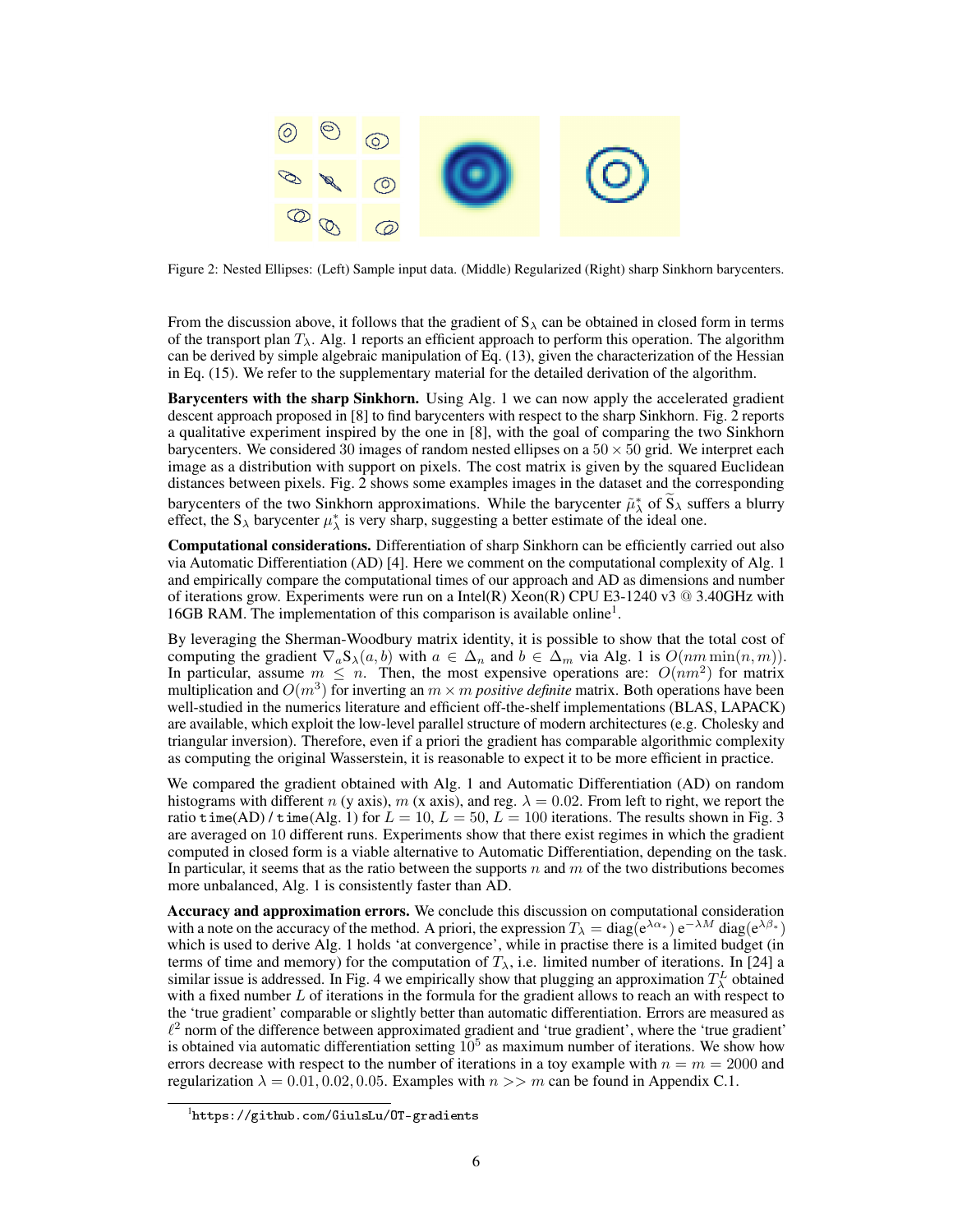Figure 2: Nested Ellipses: (Left) Sample input data. (Middle) Regularized (Right) sharp Sinkhorn barycenters.

From the discussion above, it follows that the gradient of $\mathrm{S}_\lambda$ can be obtained in closed form in terms of the transport plan $T_\lambda$. Alg. 1 reports an efficient approach to perform this operation. The algorithm can be derived by simple algebraic manipulation of Eq. (13), given the characterization of the Hessian in Eq. (15). We refer to the supplementary material for the detailed derivation of the algorithm.

**Barycenters with the sharp Sinkhorn.** Using Alg. 1 we can now apply the accelerated gradient descent approach proposed in [8] to find barycenters with respect to the sharp Sinkhorn. Fig. 2 reports a qualitative experiment inspired by the one in [8], with the goal of comparing the two Sinkhorn barycenters. We considered 30 images of random nested ellipses on a $50 \times 50$ grid. We interpret each image as a distribution with support on pixels. The cost matrix is given by the squared Euclidean distances between pixels. Fig. 2 shows some examples images in the dataset and the corresponding barycenters of the two Sinkhorn approximations. While the barycenter $\tilde{\mu}_\lambda^*$ of $\widetilde{\mathrm{S}}_\lambda$ suffers a blurry effect, the $\mathrm{S}_\lambda$ barycenter $\mu_\lambda^*$ is very sharp, suggesting a better estimate of the ideal one.

**Computational considerations.** Differentiation of sharp Sinkhorn can be efficiently carried out also via Automatic Differentiation (AD) [4]. Here we comment on the computational complexity of Alg. 1 and empirically compare the computational times of our approach and AD as dimensions and number of iterations grow. Experiments were run on a Intel(R) Xeon(R) CPU E3-1240 v3 @ 3.40GHz with 16GB RAM. The implementation of this comparison is available online[1].

By leveraging the Sherman-Woodbury matrix identity, it is possible to show that the total cost of computing the gradient $\nabla_a \mathrm{S}_\lambda(a, b)$ with $a \in \Delta_n$ and $b \in \Delta_m$ via Alg. 1 is $O(nm \min(n, m))$. In particular, assume $m \leq n$. Then, the most expensive operations are: $O(nm^2)$ for matrix multiplication and $O(m^3)$ for inverting an $m \times m$ *positive definite* matrix. Both operations have been well-studied in the numerics literature and efficient off-the-shelf implementations (BLAS, LAPACK) are available, which exploit the low-level parallel structure of modern architectures (e.g. Cholesky and triangular inversion). Therefore, even if a priori the gradient has comparable algorithmic complexity as computing the original Wasserstein, it is reasonable to expect it to be more efficient in practice.

We compared the gradient obtained with Alg. 1 and Automatic Differentiation (AD) on random histograms with different $n$ (y axis), $m$ (x axis), and reg. $\lambda = 0.02$. From left to right, we report the ratio `time`(AD) / `time`(Alg. 1) for $L = 10$, $L = 50$, $L = 100$ iterations. The results shown in Fig. 3 are averaged on 10 different runs. Experiments show that there exist regimes in which the gradient computed in closed form is a viable alternative to Automatic Differentiation, depending on the task. In particular, it seems that as the ratio between the supports $n$ and $m$ of the two distributions becomes more unbalanced, Alg. 1 is consistently faster than AD.

**Accuracy and approximation errors.** We conclude this discussion on computational consideration with a note on the accuracy of the method. A priori, the expression $T_\lambda = \mathrm{diag}(\mathrm{e}^{\lambda\alpha_*})\, \mathrm{e}^{-\lambda M}\, \mathrm{diag}(\mathrm{e}^{\lambda\beta_*})$ which is used to derive Alg. 1 holds 'at convergence', while in practise there is a limited budget (in terms of time and memory) for the computation of $T_\lambda$, i.e. limited number of iterations. In [24] a similar issue is addressed. In Fig. 4 we empirically show that plugging an approximation $T_\lambda^L$ obtained with a fixed number $L$ of iterations in the formula for the gradient allows to reach an with respect to the 'true gradient' comparable or slightly better than automatic differentiation. Errors are measured as $\ell^2$ norm of the difference between approximated gradient and 'true gradient', where the 'true gradient' is obtained via automatic differentiation setting $10^5$ as maximum number of iterations. We show how errors decrease with respect to the number of iterations in a toy example with $n = m = 2000$ and regularization $\lambda = 0.01, 0.02, 0.05$. Examples with $n >> m$ can be found in Appendix C.1.

[1] https://github.com/GiulsLu/OT-gradients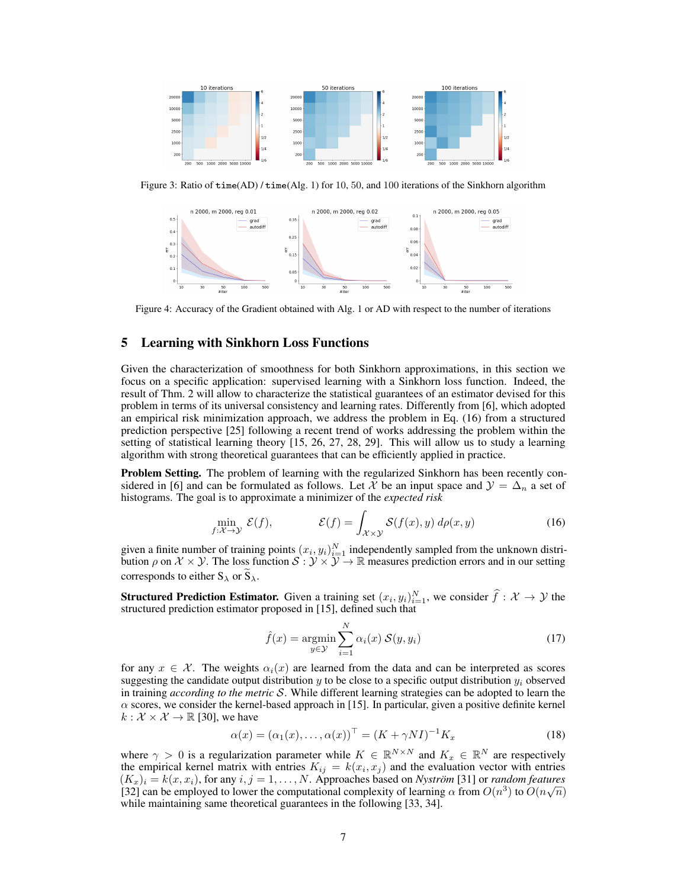Figure 3: Ratio of `time`(AD) / `time`(Alg. 1) for 10, 50, and 100 iterations of the Sinkhorn algorithm

Figure 4: Accuracy of the Gradient obtained with Alg. 1 or AD with respect to the number of iterations

## 5 Learning with Sinkhorn Loss Functions

Given the characterization of smoothness for both Sinkhorn approximations, in this section we focus on a specific application: supervised learning with a Sinkhorn loss function. Indeed, the result of Thm. 2 will allow to characterize the statistical guarantees of an estimator devised for this problem in terms of its universal consistency and learning rates. Differently from [6], which adopted an empirical risk minimization approach, we address the problem in Eq. (16) from a structured prediction perspective [25] following a recent trend of works addressing the problem within the setting of statistical learning theory [15, 26, 27, 28, 29]. This will allow us to study a learning algorithm with strong theoretical guarantees that can be efficiently applied in practice.

**Problem Setting.** The problem of learning with the regularized Sinkhorn has been recently considered in [6] and can be formulated as follows. Let $\mathcal{X}$ be an input space and $\mathcal{Y} = \Delta_n$ a set of histograms. The goal is to approximate a minimizer of the *expected risk*

$$\min_{f:\mathcal{X}\to\mathcal{Y}} \ \mathcal{E}(f), \qquad\qquad \mathcal{E}(f) = \int_{\mathcal{X}\times\mathcal{Y}} \mathcal{S}(f(x), y)\ d\rho(x, y) \tag{16}$$

given a finite number of training points $(x_i, y_i)_{i=1}^N$ independently sampled from the unknown distribution $\rho$ on $\mathcal{X} \times \mathcal{Y}$. The loss function $\mathcal{S} : \mathcal{Y} \times \mathcal{Y} \to \mathbb{R}$ measures prediction errors and in our setting corresponds to either $\mathrm{S}_\lambda$ or $\widetilde{\mathrm{S}}_\lambda$.

**Structured Prediction Estimator.** Given a training set $(x_i, y_i)_{i=1}^N$, we consider $\widehat{f} : \mathcal{X} \to \mathcal{Y}$ the structured prediction estimator proposed in [15], defined such that

$$\hat{f}(x) = \operatorname*{argmin}_{y\in\mathcal{Y}} \sum_{i=1}^N \alpha_i(x)\ \mathcal{S}(y, y_i) \tag{17}$$

for any $x \in \mathcal{X}$. The weights $\alpha_i(x)$ are learned from the data and can be interpreted as scores suggesting the candidate output distribution $y$ to be close to a specific output distribution $y_i$ observed in training *according to the metric* $\mathcal{S}$. While different learning strategies can be adopted to learn the $\alpha$ scores, we consider the kernel-based approach in [15]. In particular, given a positive definite kernel $k : \mathcal{X} \times \mathcal{X} \to \mathbb{R}$ [30], we have

$$\alpha(x) = (\alpha_1(x), \dots, \alpha(x))^\top = (K + \gamma N I)^{-1} K_x \tag{18}$$

where $\gamma > 0$ is a regularization parameter while $K \in \mathbb{R}^{N\times N}$ and $K_x \in \mathbb{R}^N$ are respectively the empirical kernel matrix with entries $K_{ij} = k(x_i, x_j)$ and the evaluation vector with entries $(K_x)_i = k(x, x_i)$, for any $i, j = 1, \dots, N$. Approaches based on *Nyström* [31] or *random features* [32] can be employed to lower the computational complexity of learning $\alpha$ from $O(n^3)$ to $O(n\sqrt{n})$ while maintaining same theoretical guarantees in the following [33, 34].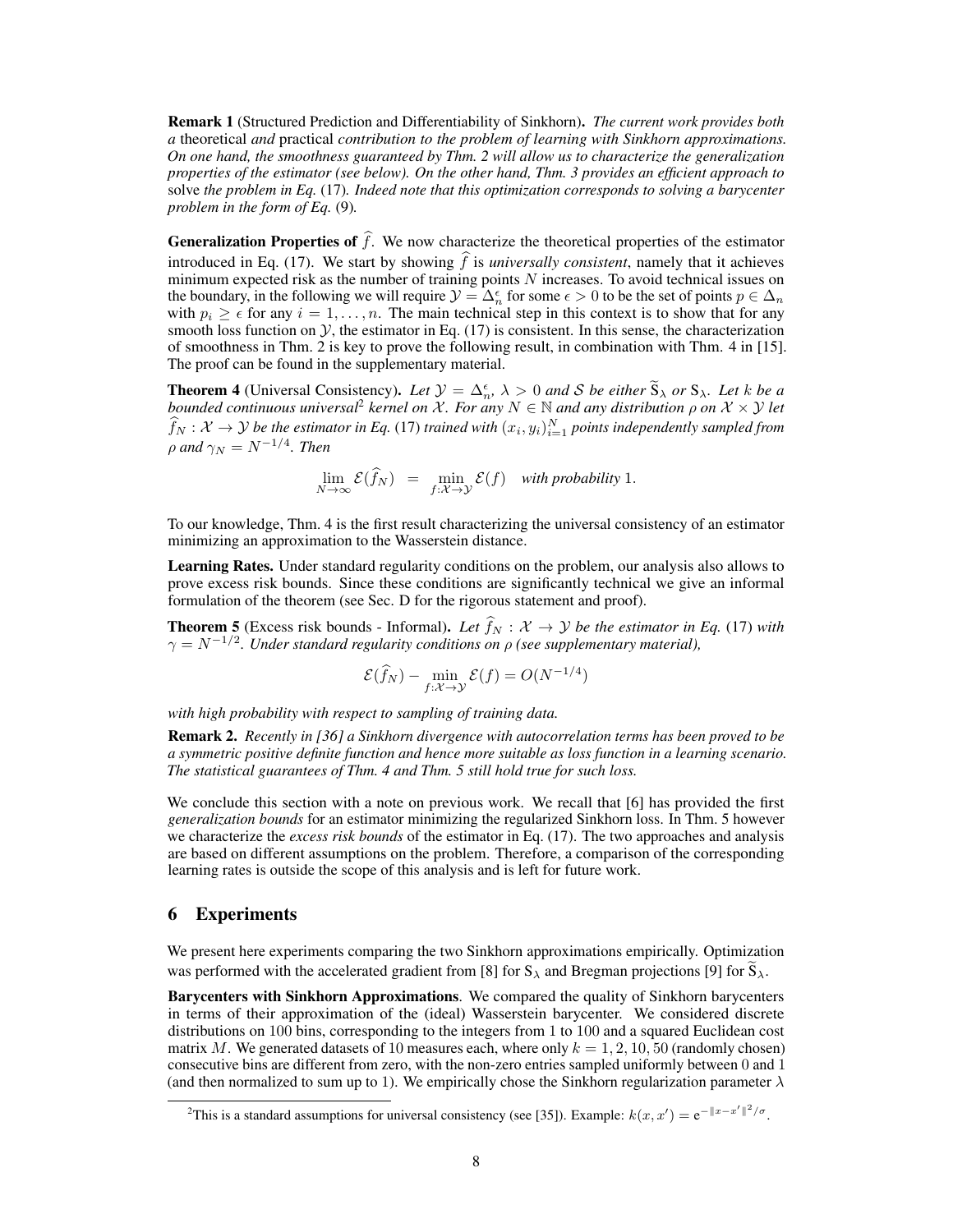**Remark 1** (Structured Prediction and Differentiability of Sinkhorn). *The current work provides both a* theoretical *and* practical *contribution to the problem of learning with Sinkhorn approximations. On one hand, the smoothness guaranteed by Thm. 2 will allow us to characterize the generalization properties of the estimator (see below). On the other hand, Thm. 3 provides an efficient approach to* solve *the problem in Eq.* (17)*. Indeed note that this optimization corresponds to solving a barycenter problem in the form of Eq.* (9)*.*

**Generalization Properties of $\widehat{f}$.** We now characterize the theoretical properties of the estimator introduced in Eq. (17). We start by showing $\widehat{f}$ is *universally consistent*, namely that it achieves minimum expected risk as the number of training points $N$ increases. To avoid technical issues on the boundary, in the following we will require $\mathcal{Y} = \Delta_n^\epsilon$ for some $\epsilon > 0$ to be the set of points $p \in \Delta_n$ with $p_i \geq \epsilon$ for any $i = 1, \dots, n$. The main technical step in this context is to show that for any smooth loss function on $\mathcal{Y}$, the estimator in Eq. (17) is consistent. In this sense, the characterization of smoothness in Thm. 2 is key to prove the following result, in combination with Thm. 4 in [15]. The proof can be found in the supplementary material.

**Theorem 4** (Universal Consistency). *Let $\mathcal{Y} = \Delta_n^\epsilon$, $\lambda > 0$ and $\mathcal{S}$ be either $\widetilde{\mathrm{S}}_\lambda$ or $\mathrm{S}_\lambda$. Let $k$ be a bounded continuous universal[2] kernel on $\mathcal{X}$. For any $N \in \mathbb{N}$ and any distribution $\rho$ on $\mathcal{X} \times \mathcal{Y}$ let $\widehat{f}_N : \mathcal{X} \to \mathcal{Y}$ be the estimator in Eq.* (17) *trained with $(x_i, y_i)_{i=1}^N$ points independently sampled from $\rho$ and $\gamma_N = N^{-1/4}$. Then*

$$\lim_{N \to \infty} \mathcal{E}(\widehat{f}_N) \quad = \quad \min_{f : \mathcal{X} \to \mathcal{Y}} \mathcal{E}(f) \quad \textit{with probability } 1.$$

To our knowledge, Thm. 4 is the first result characterizing the universal consistency of an estimator minimizing an approximation to the Wasserstein distance.

**Learning Rates.** Under standard regularity conditions on the problem, our analysis also allows to prove excess risk bounds. Since these conditions are significantly technical we give an informal formulation of the theorem (see Sec. D for the rigorous statement and proof).

**Theorem 5** (Excess risk bounds - Informal). *Let $\widehat{f}_N : \mathcal{X} \to \mathcal{Y}$ be the estimator in Eq.* (17) *with $\gamma = N^{-1/2}$. Under standard regularity conditions on $\rho$ (see supplementary material),*

$$\mathcal{E}(\widehat{f}_N) - \min_{f : \mathcal{X} \to \mathcal{Y}} \mathcal{E}(f) = O(N^{-1/4})$$

*with high probability with respect to sampling of training data.*

**Remark 2.** *Recently in [36] a Sinkhorn divergence with autocorrelation terms has been proved to be a symmetric positive definite function and hence more suitable as loss function in a learning scenario. The statistical guarantees of Thm. 4 and Thm. 5 still hold true for such loss.*

We conclude this section with a note on previous work. We recall that [6] has provided the first *generalization bounds* for an estimator minimizing the regularized Sinkhorn loss. In Thm. 5 however we characterize the *excess risk bounds* of the estimator in Eq. (17). The two approaches and analysis are based on different assumptions on the problem. Therefore, a comparison of the corresponding learning rates is outside the scope of this analysis and is left for future work.

## 6 Experiments

We present here experiments comparing the two Sinkhorn approximations empirically. Optimization was performed with the accelerated gradient from [8] for $\mathrm{S}_\lambda$ and Bregman projections [9] for $\widetilde{\mathrm{S}}_\lambda$.

**Barycenters with Sinkhorn Approximations**. We compared the quality of Sinkhorn barycenters in terms of their approximation of the (ideal) Wasserstein barycenter. We considered discrete distributions on 100 bins, corresponding to the integers from 1 to 100 and a squared Euclidean cost matrix $M$. We generated datasets of 10 measures each, where only $k = 1, 2, 10, 50$ (randomly chosen) consecutive bins are different from zero, with the non-zero entries sampled uniformly between 0 and 1 (and then normalized to sum up to 1). We empirically chose the Sinkhorn regularization parameter $\lambda$

[2] This is a standard assumptions for universal consistency (see [35]). Example: $k(x, x') = \mathrm{e}^{-\|x - x'\|^2/\sigma}$.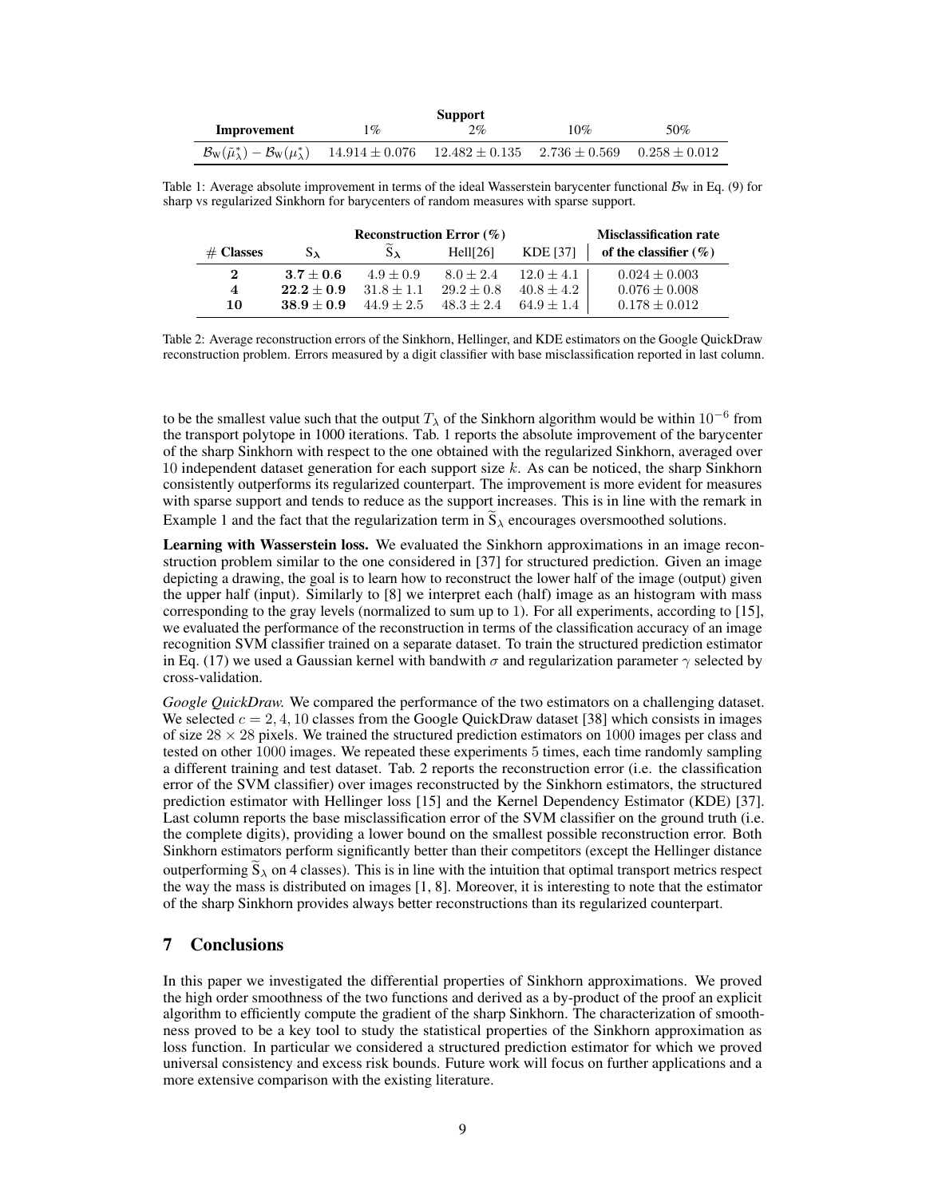| Improvement | Support | | | |
|---|---|---|---|---|
| | $1\%$ | $2\%$ | $10\%$ | $50\%$ |
| $\mathcal{B}_{\mathrm{W}}(\tilde{\mu}_\lambda^*) - \mathcal{B}_{\mathrm{W}}(\mu_\lambda^*)$ | $14.914 \pm 0.076$ | $12.482 \pm 0.135$ | $2.736 \pm 0.569$ | $0.258 \pm 0.012$ |

Table 1: Average absolute improvement in terms of the ideal Wasserstein barycenter functional $\mathcal{B}_{\mathrm{W}}$ in Eq. (9) for sharp vs regularized Sinkhorn for barycenters of random measures with sparse support.

| # Classes | Reconstruction Error (%) | | | | Misclassification rate |
|---|---|---|---|---|---|
| | $\mathrm{S}_\lambda$ | $\widetilde{\mathrm{S}}_\lambda$ | Hell[26] | KDE [37] | of the classifier (%) |
| **2** | $\mathbf{3.7 \pm 0.6}$ | $4.9 \pm 0.9$ | $8.0 \pm 2.4$ | $12.0 \pm 4.1$ | $0.024 \pm 0.003$ |
| **4** | $\mathbf{22.2 \pm 0.9}$ | $31.8 \pm 1.1$ | $29.2 \pm 0.8$ | $40.8 \pm 4.2$ | $0.076 \pm 0.008$ |
| **10** | $\mathbf{38.9 \pm 0.9}$ | $44.9 \pm 2.5$ | $48.3 \pm 2.4$ | $64.9 \pm 1.4$ | $0.178 \pm 0.012$ |

Table 2: Average reconstruction errors of the Sinkhorn, Hellinger, and KDE estimators on the Google QuickDraw reconstruction problem. Errors measured by a digit classifier with base misclassification reported in last column.

to be the smallest value such that the output $T_\lambda$ of the Sinkhorn algorithm would be within $10^{-6}$ from the transport polytope in 1000 iterations. Tab. 1 reports the absolute improvement of the barycenter of the sharp Sinkhorn with respect to the one obtained with the regularized Sinkhorn, averaged over 10 independent dataset generation for each support size $k$. As can be noticed, the sharp Sinkhorn consistently outperforms its regularized counterpart. The improvement is more evident for measures with sparse support and tends to reduce as the support increases. This is in line with the remark in Example 1 and the fact that the regularization term in $\widetilde{\mathrm{S}}_\lambda$ encourages oversmoothed solutions.

**Learning with Wasserstein loss.** We evaluated the Sinkhorn approximations in an image reconstruction problem similar to the one considered in [37] for structured prediction. Given an image depicting a drawing, the goal is to learn how to reconstruct the lower half of the image (output) given the upper half (input). Similarly to [8] we interpret each (half) image as an histogram with mass corresponding to the gray levels (normalized to sum up to 1). For all experiments, according to [15], we evaluated the performance of the reconstruction in terms of the classification accuracy of an image recognition SVM classifier trained on a separate dataset. To train the structured prediction estimator in Eq. (17) we used a Gaussian kernel with bandwith $\sigma$ and regularization parameter $\gamma$ selected by cross-validation.

*Google QuickDraw.* We compared the performance of the two estimators on a challenging dataset. We selected $c = 2, 4, 10$ classes from the Google QuickDraw dataset [38] which consists in images of size $28 \times 28$ pixels. We trained the structured prediction estimators on 1000 images per class and tested on other 1000 images. We repeated these experiments 5 times, each time randomly sampling a different training and test dataset. Tab. 2 reports the reconstruction error (i.e. the classification error of the SVM classifier) over images reconstructed by the Sinkhorn estimators, the structured prediction estimator with Hellinger loss [15] and the Kernel Dependency Estimator (KDE) [37]. Last column reports the base misclassification error of the SVM classifier on the ground truth (i.e. the complete digits), providing a lower bound on the smallest possible reconstruction error. Both Sinkhorn estimators perform significantly better than their competitors (except the Hellinger distance outperforming $\widetilde{\mathrm{S}}_\lambda$ on 4 classes). This is in line with the intuition that optimal transport metrics respect the way the mass is distributed on images [1, 8]. Moreover, it is interesting to note that the estimator of the sharp Sinkhorn provides always better reconstructions than its regularized counterpart.

## 7 Conclusions

In this paper we investigated the differential properties of Sinkhorn approximations. We proved the high order smoothness of the two functions and derived as a by-product of the proof an explicit algorithm to efficiently compute the gradient of the sharp Sinkhorn. The characterization of smoothness proved to be a key tool to study the statistical properties of the Sinkhorn approximation as loss function. In particular we considered a structured prediction estimator for which we proved universal consistency and excess risk bounds. Future work will focus on further applications and a more extensive comparison with the existing literature.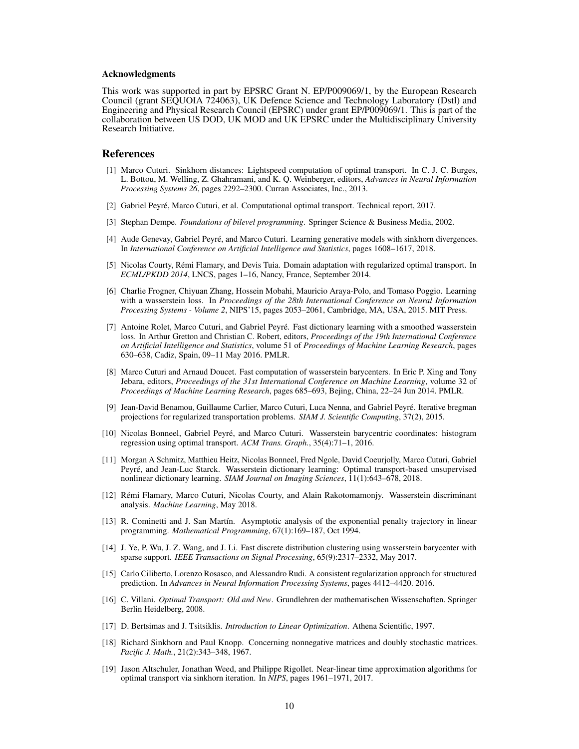#### Acknowledgments

This work was supported in part by EPSRC Grant N. EP/P009069/1, by the European Research Council (grant SEQUOIA 724063), UK Defence Science and Technology Laboratory (Dstl) and Engineering and Physical Research Council (EPSRC) under grant EP/P009069/1. This is part of the collaboration between US DOD, UK MOD and UK EPSRC under the Multidisciplinary University Research Initiative.

## References

[1] Marco Cuturi. Sinkhorn distances: Lightspeed computation of optimal transport. In C. J. C. Burges, L. Bottou, M. Welling, Z. Ghahramani, and K. Q. Weinberger, editors, *Advances in Neural Information Processing Systems 26*, pages 2292–2300. Curran Associates, Inc., 2013.

[2] Gabriel Peyré, Marco Cuturi, et al. Computational optimal transport. Technical report, 2017.

[3] Stephan Dempe. *Foundations of bilevel programming*. Springer Science & Business Media, 2002.

[4] Aude Genevay, Gabriel Peyré, and Marco Cuturi. Learning generative models with sinkhorn divergences. In *International Conference on Artificial Intelligence and Statistics*, pages 1608–1617, 2018.

[5] Nicolas Courty, Rémi Flamary, and Devis Tuia. Domain adaptation with regularized optimal transport. In *ECML/PKDD 2014*, LNCS, pages 1–16, Nancy, France, September 2014.

[6] Charlie Frogner, Chiyuan Zhang, Hossein Mobahi, Mauricio Araya-Polo, and Tomaso Poggio. Learning with a wasserstein loss. In *Proceedings of the 28th International Conference on Neural Information Processing Systems - Volume 2*, NIPS'15, pages 2053–2061, Cambridge, MA, USA, 2015. MIT Press.

[7] Antoine Rolet, Marco Cuturi, and Gabriel Peyré. Fast dictionary learning with a smoothed wasserstein loss. In Arthur Gretton and Christian C. Robert, editors, *Proceedings of the 19th International Conference on Artificial Intelligence and Statistics*, volume 51 of *Proceedings of Machine Learning Research*, pages 630–638, Cadiz, Spain, 09–11 May 2016. PMLR.

[8] Marco Cuturi and Arnaud Doucet. Fast computation of wasserstein barycenters. In Eric P. Xing and Tony Jebara, editors, *Proceedings of the 31st International Conference on Machine Learning*, volume 32 of *Proceedings of Machine Learning Research*, pages 685–693, Bejing, China, 22–24 Jun 2014. PMLR.

[9] Jean-David Benamou, Guillaume Carlier, Marco Cuturi, Luca Nenna, and Gabriel Peyré. Iterative bregman projections for regularized transportation problems. *SIAM J. Scientific Computing*, 37(2), 2015.

[10] Nicolas Bonneel, Gabriel Peyré, and Marco Cuturi. Wasserstein barycentric coordinates: histogram regression using optimal transport. *ACM Trans. Graph.*, 35(4):71–1, 2016.

[11] Morgan A Schmitz, Matthieu Heitz, Nicolas Bonneel, Fred Ngole, David Coeurjolly, Marco Cuturi, Gabriel Peyré, and Jean-Luc Starck. Wasserstein dictionary learning: Optimal transport-based unsupervised nonlinear dictionary learning. *SIAM Journal on Imaging Sciences*, 11(1):643–678, 2018.

[12] Rémi Flamary, Marco Cuturi, Nicolas Courty, and Alain Rakotomamonjy. Wasserstein discriminant analysis. *Machine Learning*, May 2018.

[13] R. Cominetti and J. San Martín. Asymptotic analysis of the exponential penalty trajectory in linear programming. *Mathematical Programming*, 67(1):169–187, Oct 1994.

[14] J. Ye, P. Wu, J. Z. Wang, and J. Li. Fast discrete distribution clustering using wasserstein barycenter with sparse support. *IEEE Transactions on Signal Processing*, 65(9):2317–2332, May 2017.

[15] Carlo Ciliberto, Lorenzo Rosasco, and Alessandro Rudi. A consistent regularization approach for structured prediction. In *Advances in Neural Information Processing Systems*, pages 4412–4420. 2016.

[16] C. Villani. *Optimal Transport: Old and New*. Grundlehren der mathematischen Wissenschaften. Springer Berlin Heidelberg, 2008.

[17] D. Bertsimas and J. Tsitsiklis. *Introduction to Linear Optimization*. Athena Scientific, 1997.

[18] Richard Sinkhorn and Paul Knopp. Concerning nonnegative matrices and doubly stochastic matrices. *Pacific J. Math.*, 21(2):343–348, 1967.

[19] Jason Altschuler, Jonathan Weed, and Philippe Rigollet. Near-linear time approximation algorithms for optimal transport via sinkhorn iteration. In *NIPS*, pages 1961–1971, 2017.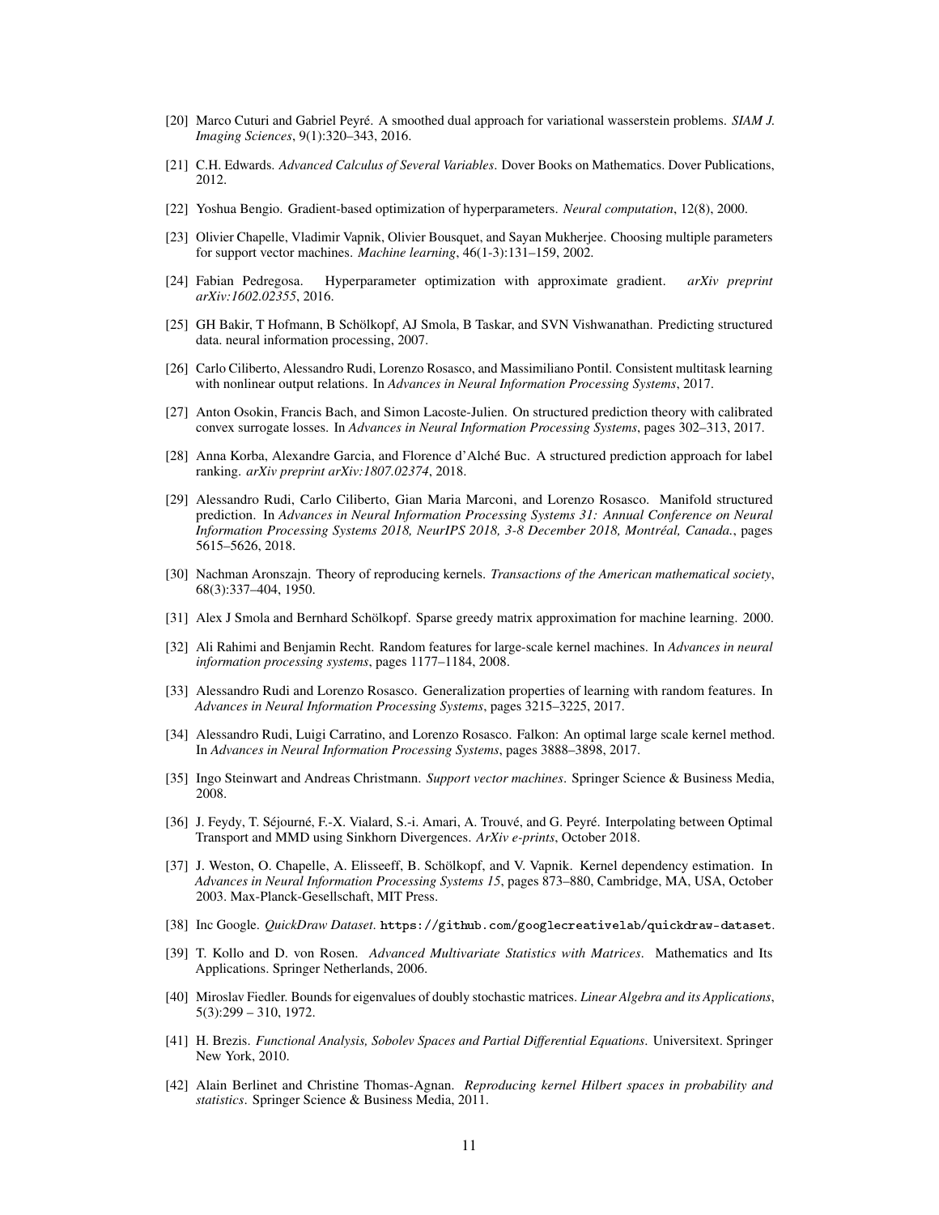[20] Marco Cuturi and Gabriel Peyré. A smoothed dual approach for variational wasserstein problems. *SIAM J. Imaging Sciences*, 9(1):320–343, 2016.

[21] C.H. Edwards. *Advanced Calculus of Several Variables*. Dover Books on Mathematics. Dover Publications, 2012.

[22] Yoshua Bengio. Gradient-based optimization of hyperparameters. *Neural computation*, 12(8), 2000.

[23] Olivier Chapelle, Vladimir Vapnik, Olivier Bousquet, and Sayan Mukherjee. Choosing multiple parameters for support vector machines. *Machine learning*, 46(1-3):131–159, 2002.

[24] Fabian Pedregosa. Hyperparameter optimization with approximate gradient. *arXiv preprint arXiv:1602.02355*, 2016.

[25] GH Bakir, T Hofmann, B Schölkopf, AJ Smola, B Taskar, and SVN Vishwanathan. Predicting structured data. neural information processing, 2007.

[26] Carlo Ciliberto, Alessandro Rudi, Lorenzo Rosasco, and Massimiliano Pontil. Consistent multitask learning with nonlinear output relations. In *Advances in Neural Information Processing Systems*, 2017.

[27] Anton Osokin, Francis Bach, and Simon Lacoste-Julien. On structured prediction theory with calibrated convex surrogate losses. In *Advances in Neural Information Processing Systems*, pages 302–313, 2017.

[28] Anna Korba, Alexandre Garcia, and Florence d'Alché Buc. A structured prediction approach for label ranking. *arXiv preprint arXiv:1807.02374*, 2018.

[29] Alessandro Rudi, Carlo Ciliberto, Gian Maria Marconi, and Lorenzo Rosasco. Manifold structured prediction. In *Advances in Neural Information Processing Systems 31: Annual Conference on Neural Information Processing Systems 2018, NeurIPS 2018, 3-8 December 2018, Montréal, Canada.*, pages 5615–5626, 2018.

[30] Nachman Aronszajn. Theory of reproducing kernels. *Transactions of the American mathematical society*, 68(3):337–404, 1950.

[31] Alex J Smola and Bernhard Schölkopf. Sparse greedy matrix approximation for machine learning. 2000.

[32] Ali Rahimi and Benjamin Recht. Random features for large-scale kernel machines. In *Advances in neural information processing systems*, pages 1177–1184, 2008.

[33] Alessandro Rudi and Lorenzo Rosasco. Generalization properties of learning with random features. In *Advances in Neural Information Processing Systems*, pages 3215–3225, 2017.

[34] Alessandro Rudi, Luigi Carratino, and Lorenzo Rosasco. Falkon: An optimal large scale kernel method. In *Advances in Neural Information Processing Systems*, pages 3888–3898, 2017.

[35] Ingo Steinwart and Andreas Christmann. *Support vector machines*. Springer Science & Business Media, 2008.

[36] J. Feydy, T. Séjourné, F.-X. Vialard, S.-i. Amari, A. Trouvé, and G. Peyré. Interpolating between Optimal Transport and MMD using Sinkhorn Divergences. *ArXiv e-prints*, October 2018.

[37] J. Weston, O. Chapelle, A. Elisseeff, B. Schölkopf, and V. Vapnik. Kernel dependency estimation. In *Advances in Neural Information Processing Systems 15*, pages 873–880, Cambridge, MA, USA, October 2003. Max-Planck-Gesellschaft, MIT Press.

[38] Inc Google. *QuickDraw Dataset*. `https://github.com/googlecreativelab/quickdraw-dataset`.

[39] T. Kollo and D. von Rosen. *Advanced Multivariate Statistics with Matrices*. Mathematics and Its Applications. Springer Netherlands, 2006.

[40] Miroslav Fiedler. Bounds for eigenvalues of doubly stochastic matrices. *Linear Algebra and its Applications*, 5(3):299 – 310, 1972.

[41] H. Brezis. *Functional Analysis, Sobolev Spaces and Partial Differential Equations*. Universitext. Springer New York, 2010.

[42] Alain Berlinet and Christine Thomas-Agnan. *Reproducing kernel Hilbert spaces in probability and statistics*. Springer Science & Business Media, 2011.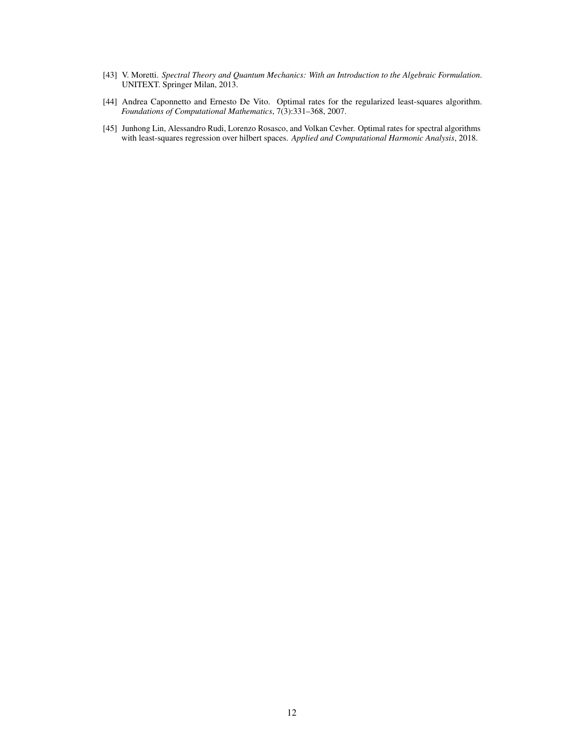[43] V. Moretti. *Spectral Theory and Quantum Mechanics: With an Introduction to the Algebraic Formulation*. UNITEXT. Springer Milan, 2013.

[44] Andrea Caponnetto and Ernesto De Vito. Optimal rates for the regularized least-squares algorithm. *Foundations of Computational Mathematics*, 7(3):331–368, 2007.

[45] Junhong Lin, Alessandro Rudi, Lorenzo Rosasco, and Volkan Cevher. Optimal rates for spectral algorithms with least-squares regression over hilbert spaces. *Applied and Computational Harmonic Analysis*, 2018.